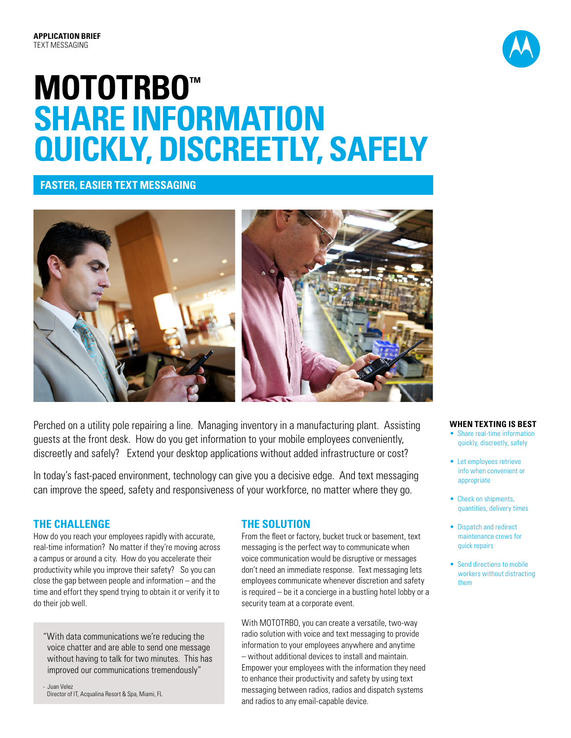**APPLICATION BRIEF**
TEXT MESSAGING

# MOTOTRBO™ SHARE INFORMATION QUICKLY, DISCREETLY, SAFELY

## FASTER, EASIER TEXT MESSAGING

Perched on a utility pole repairing a line. Managing inventory in a manufacturing plant. Assisting guests at the front desk. How do you get information to your mobile employees conveniently, discreetly and safely? Extend your desktop applications without added infrastructure or cost?

In today's fast-paced environment, technology can give you a decisive edge. And text messaging can improve the speed, safety and responsiveness of your workforce, no matter where they go.

### THE CHALLENGE

How do you reach your employees rapidly with accurate, real-time information? No matter if they're moving across a campus or around a city. How do you accelerate their productivity while you improve their safety? So you can close the gap between people and information – and the time and effort they spend trying to obtain it or verify it to do their job well.

> "With data communications we're reducing the voice chatter and are able to send one message without having to talk for two minutes. This has improved our communications tremendously"
>
> \- Juan Velez
> Director of IT, Acqualina Resort & Spa, Miami, FL

### THE SOLUTION

From the fleet or factory, bucket truck or basement, text messaging is the perfect way to communicate when voice communication would be disruptive or messages don't need an immediate response. Text messaging lets employees communicate whenever discretion and safety is required – be it a concierge in a bustling hotel lobby or a security team at a corporate event.

With MOTOTRBO, you can create a versatile, two-way radio solution with voice and text messaging to provide information to your employees anywhere and anytime – without additional devices to install and maintain. Empower your employees with the information they need to enhance their productivity and safety by using text messaging between radios, radios and dispatch systems and radios to any email-capable device.

### WHEN TEXTING IS BEST

- Share real-time information quickly, discreetly, safely
- Let employees retrieve info when convenient or appropriate
- Check on shipments, quantities, delivery times
- Dispatch and redirect maintenance crews for quick repairs
- Send directions to mobile workers without distracting them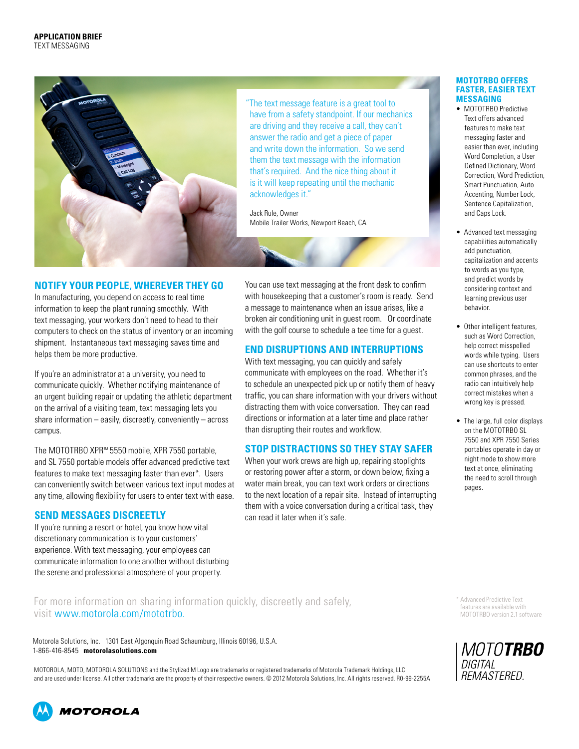**APPLICATION BRIEF**
TEXT MESSAGING

"The text message feature is a great tool to have from a safety standpoint. If our mechanics are driving and they receive a call, they can't answer the radio and get a piece of paper and write down the information. So we send them the text message with the information that's required. And the nice thing about it is it will keep repeating until the mechanic acknowledges it."

Jack Rule, Owner
Mobile Trailer Works, Newport Beach, CA

## NOTIFY YOUR PEOPLE, WHEREVER THEY GO

In manufacturing, you depend on access to real time information to keep the plant running smoothly. With text messaging, your workers don't need to head to their computers to check on the status of inventory or an incoming shipment. Instantaneous text messaging saves time and helps them be more productive.

If you're an administrator at a university, you need to communicate quickly. Whether notifying maintenance of an urgent building repair or updating the athletic department on the arrival of a visiting team, text messaging lets you share information – easily, discreetly, conveniently – across campus.

The MOTOTRBO XPR™ 5550 mobile, XPR 7550 portable, and SL 7550 portable models offer advanced predictive text features to make text messaging faster than ever*. Users can conveniently switch between various text input modes at any time, allowing flexibility for users to enter text with ease.

## SEND MESSAGES DISCREETLY

If you're running a resort or hotel, you know how vital discretionary communication is to your customers' experience. With text messaging, your employees can communicate information to one another without disturbing the serene and professional atmosphere of your property.

You can use text messaging at the front desk to confirm with housekeeping that a customer's room is ready. Send a message to maintenance when an issue arises, like a broken air conditioning unit in guest room. Or coordinate with the golf course to schedule a tee time for a guest.

## END DISRUPTIONS AND INTERRUPTIONS

With text messaging, you can quickly and safely communicate with employees on the road. Whether it's to schedule an unexpected pick up or notify them of heavy traffic, you can share information with your drivers without distracting them with voice conversation. They can read directions or information at a later time and place rather than disrupting their routes and workflow.

## STOP DISTRACTIONS SO THEY STAY SAFER

When your work crews are high up, repairing stoplights or restoring power after a storm, or down below, fixing a water main break, you can text work orders or directions to the next location of a repair site. Instead of interrupting them with a voice conversation during a critical task, they can read it later when it's safe.

## MOTOTRBO OFFERS FASTER, EASIER TEXT MESSAGING

- MOTOTRBO Predictive Text offers advanced features to make text messaging faster and easier than ever, including Word Completion, a User Defined Dictionary, Word Correction, Word Prediction, Smart Punctuation, Auto Accenting, Number Lock, Sentence Capitalization, and Caps Lock.
- Advanced text messaging capabilities automatically add punctuation, capitalization and accents to words as you type, and predict words by considering context and learning previous user behavior.
- Other intelligent features, such as Word Correction, help correct misspelled words while typing. Users can use shortcuts to enter common phrases, and the radio can intuitively help correct mistakes when a wrong key is pressed.
- The large, full color displays on the MOTOTRBO SL 7550 and XPR 7550 Series portables operate in day or night mode to show more text at once, eliminating the need to scroll through pages.

For more information on sharing information quickly, discreetly and safely, visit www.motorola.com/mototrbo.

* Advanced Predictive Text features are available with MOTOTRBO version 2.1 software

Motorola Solutions, Inc. 1301 East Algonquin Road Schaumburg, Illinois 60196, U.S.A.
1-866-416-8545 **motorolasolutions.com**

MOTOROLA, MOTO, MOTOROLA SOLUTIONS and the Stylized M Logo are trademarks or registered trademarks of Motorola Trademark Holdings, LLC and are used under license. All other trademarks are the property of their respective owners. © 2012 Motorola Solutions, Inc. All rights reserved. R0-99-2255A

MOTO**TRBO**
DIGITAL
REMASTERED.

MOTOROLA